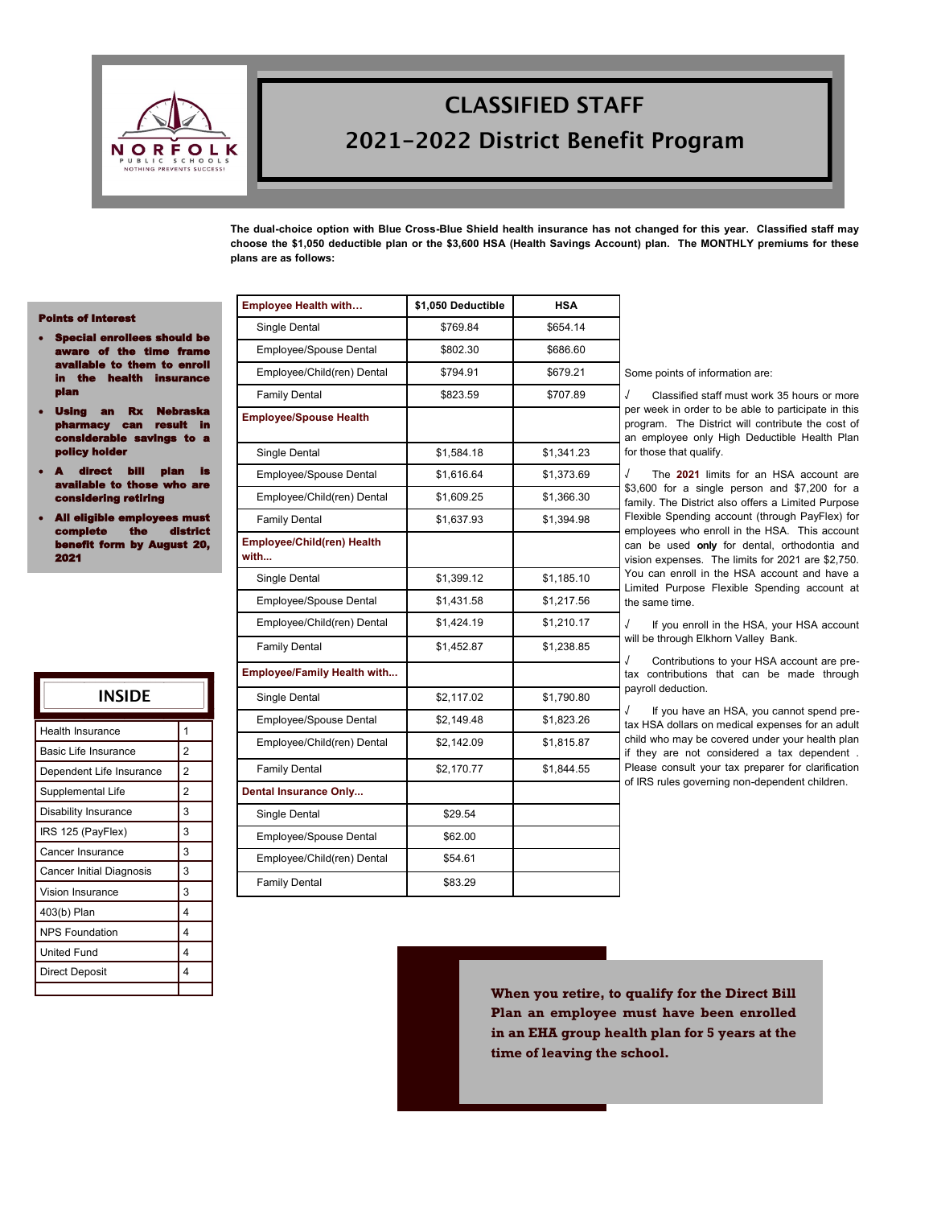# CLASSIFIED STAFF

## 2021-2022 District Benefit Program

**The dual-choice option with Blue Cross-Blue Shield health insurance has not changed for this year. Classified staff may choose the $1,050 deductible plan or the $3,600 HSA (Health Savings Account) plan. The MONTHLY premiums for these plans are as follows:**

### Points of Interest

- **Special enrollees should be aware of the time frame available to them to enroll in the health insurance plan**
- **Using an Rx Nebraska pharmacy can result in considerable savings to a policy holder**
- **A direct bill plan is available to those who are considering retiring**
- **All eligible employees must complete the district benefit form by August 20, 2021**

| Employee Health with… | $1,050 Deductible | HSA |
|---|---|---|
| Single Dental | $769.84 | $654.14 |
| Employee/Spouse Dental | $802.30 | $686.60 |
| Employee/Child(ren) Dental | $794.91 | $679.21 |
| Family Dental | $823.59 | $707.89 |
| **Employee/Spouse Health** | | |
| Single Dental | $1,584.18 | $1,341.23 |
| Employee/Spouse Dental | $1,616.64 | $1,373.69 |
| Employee/Child(ren) Dental | $1,609.25 | $1,366.30 |
| Family Dental | $1,637.93 | $1,394.98 |
| **Employee/Child(ren) Health with...** | | |
| Single Dental | $1,399.12 | $1,185.10 |
| Employee/Spouse Dental | $1,431.58 | $1,217.56 |
| Employee/Child(ren) Dental | $1,424.19 | $1,210.17 |
| Family Dental | $1,452.87 | $1,238.85 |
| **Employee/Family Health with...** | | |
| Single Dental | $2,117.02 | $1,790.80 |
| Employee/Spouse Dental | $2,149.48 | $1,823.26 |
| Employee/Child(ren) Dental | $2,142.09 | $1,815.87 |
| Family Dental | $2,170.77 | $1,844.55 |
| **Dental Insurance Only...** | | |
| Single Dental | $29.54 | |
| Employee/Spouse Dental | $62.00 | |
| Employee/Child(ren) Dental | $54.61 | |
| Family Dental | $83.29 | |

Some points of information are:

√ Classified staff must work 35 hours or more per week in order to be able to participate in this program. The District will contribute the cost of an employee only High Deductible Health Plan for those that qualify.

√ The **2021** limits for an HSA account are $3,600 for a single person and $7,200 for a family. The District also offers a Limited Purpose Flexible Spending account (through PayFlex) for employees who enroll in the HSA. This account can be used **only** for dental, orthodontia and vision expenses. The limits for 2021 are $2,750. You can enroll in the HSA account and have a Limited Purpose Flexible Spending account at the same time.

√ If you enroll in the HSA, your HSA account will be through Elkhorn Valley Bank.

√ Contributions to your HSA account are pre-tax contributions that can be made through payroll deduction.

√ If you have an HSA, you cannot spend pre-tax HSA dollars on medical expenses for an adult child who may be covered under your health plan if they are not considered a tax dependent . Please consult your tax preparer for clarification of IRS rules governing non-dependent children.

### INSIDE

| | |
|---|---|
| Health Insurance | 1 |
| Basic Life Insurance | 2 |
| Dependent Life Insurance | 2 |
| Supplemental Life | 2 |
| Disability Insurance | 3 |
| IRS 125 (PayFlex) | 3 |
| Cancer Insurance | 3 |
| Cancer Initial Diagnosis | 3 |
| Vision Insurance | 3 |
| 403(b) Plan | 4 |
| NPS Foundation | 4 |
| United Fund | 4 |
| Direct Deposit | 4 |

**When you retire, to qualify for the Direct Bill Plan an employee must have been enrolled in an EHA group health plan for 5 years at the time of leaving the school.**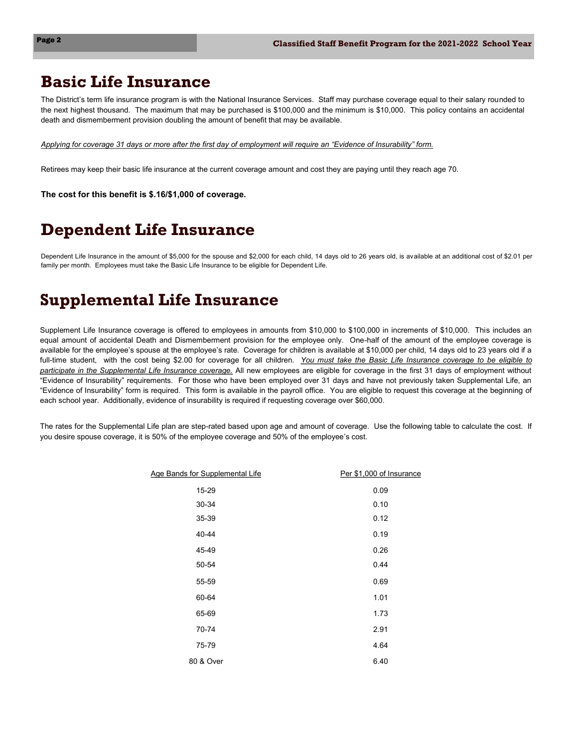# Basic Life Insurance

The District's term life insurance program is with the National Insurance Services. Staff may purchase coverage equal to their salary rounded to the next highest thousand. The maximum that may be purchased is $100,000 and the minimum is $10,000. This policy contains an accidental death and dismemberment provision doubling the amount of benefit that may be available.

*Applying for coverage 31 days or more after the first day of employment will require an "Evidence of Insurability" form.*

Retirees may keep their basic life insurance at the current coverage amount and cost they are paying until they reach age 70.

**The cost for this benefit is $.16/$1,000 of coverage.**

# Dependent Life Insurance

Dependent Life Insurance in the amount of $5,000 for the spouse and $2,000 for each child, 14 days old to 26 years old, is available at an additional cost of $2.01 per family per month. Employees must take the Basic Life Insurance to be eligible for Dependent Life.

# Supplemental Life Insurance

Supplement Life Insurance coverage is offered to employees in amounts from $10,000 to $100,000 in increments of $10,000. This includes an equal amount of accidental Death and Dismemberment provision for the employee only. One-half of the amount of the employee coverage is available for the employee's spouse at the employee's rate. Coverage for children is available at $10,000 per child, 14 days old to 23 years old if a full-time student, with the cost being $2.00 for coverage for all children. *You must take the Basic Life Insurance coverage to be eligible to participate in the Supplemental Life Insurance coverage.* All new employees are eligible for coverage in the first 31 days of employment without "Evidence of Insurability" requirements. For those who have been employed over 31 days and have not previously taken Supplemental Life, an "Evidence of Insurability" form is required. This form is available in the payroll office. You are eligible to request this coverage at the beginning of each school year. Additionally, evidence of insurability is required if requesting coverage over $60,000.

The rates for the Supplemental Life plan are step-rated based upon age and amount of coverage. Use the following table to calculate the cost. If you desire spouse coverage, it is 50% of the employee coverage and 50% of the employee's cost.

| Age Bands for Supplemental Life | Per $1,000 of Insurance |
|---|---|
| 15-29 | 0.09 |
| 30-34 | 0.10 |
| 35-39 | 0.12 |
| 40-44 | 0.19 |
| 45-49 | 0.26 |
| 50-54 | 0.44 |
| 55-59 | 0.69 |
| 60-64 | 1.01 |
| 65-69 | 1.73 |
| 70-74 | 2.91 |
| 75-79 | 4.64 |
| 80 & Over | 6.40 |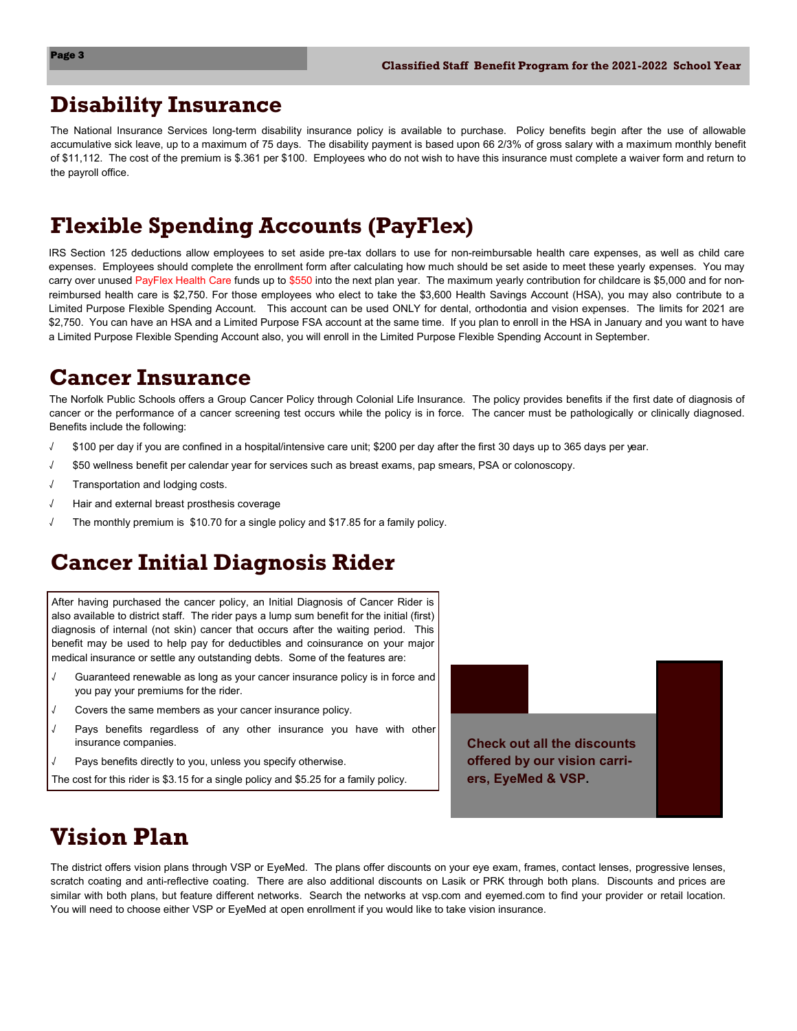# Disability Insurance

The National Insurance Services long-term disability insurance policy is available to purchase. Policy benefits begin after the use of allowable accumulative sick leave, up to a maximum of 75 days. The disability payment is based upon 66 2/3% of gross salary with a maximum monthly benefit of $11,112. The cost of the premium is $.361 per $100. Employees who do not wish to have this insurance must complete a waiver form and return to the payroll office.

# Flexible Spending Accounts (PayFlex)

IRS Section 125 deductions allow employees to set aside pre-tax dollars to use for non-reimbursable health care expenses, as well as child care expenses. Employees should complete the enrollment form after calculating how much should be set aside to meet these yearly expenses. You may carry over unused PayFlex Health Care funds up to $550 into the next plan year. The maximum yearly contribution for childcare is $5,000 and for non-reimbursed health care is $2,750. For those employees who elect to take the $3,600 Health Savings Account (HSA), you may also contribute to a Limited Purpose Flexible Spending Account. This account can be used ONLY for dental, orthodontia and vision expenses. The limits for 2021 are $2,750. You can have an HSA and a Limited Purpose FSA account at the same time. If you plan to enroll in the HSA in January and you want to have a Limited Purpose Flexible Spending Account also, you will enroll in the Limited Purpose Flexible Spending Account in September.

# Cancer Insurance

The Norfolk Public Schools offers a Group Cancer Policy through Colonial Life Insurance. The policy provides benefits if the first date of diagnosis of cancer or the performance of a cancer screening test occurs while the policy is in force. The cancer must be pathologically or clinically diagnosed. Benefits include the following:

- $100 per day if you are confined in a hospital/intensive care unit; $200 per day after the first 30 days up to 365 days per year.
- $50 wellness benefit per calendar year for services such as breast exams, pap smears, PSA or colonoscopy.
- Transportation and lodging costs.
- Hair and external breast prosthesis coverage
- The monthly premium is $10.70 for a single policy and $17.85 for a family policy.

# Cancer Initial Diagnosis Rider

After having purchased the cancer policy, an Initial Diagnosis of Cancer Rider is also available to district staff. The rider pays a lump sum benefit for the initial (first) diagnosis of internal (not skin) cancer that occurs after the waiting period. This benefit may be used to help pay for deductibles and coinsurance on your major medical insurance or settle any outstanding debts. Some of the features are:

- Guaranteed renewable as long as your cancer insurance policy is in force and you pay your premiums for the rider.
- Covers the same members as your cancer insurance policy.
- Pays benefits regardless of any other insurance you have with other insurance companies.
- Pays benefits directly to you, unless you specify otherwise.

The cost for this rider is $3.15 for a single policy and $5.25 for a family policy.

**Check out all the discounts offered by our vision carriers, EyeMed & VSP.**

# Vision Plan

The district offers vision plans through VSP or EyeMed. The plans offer discounts on your eye exam, frames, contact lenses, progressive lenses, scratch coating and anti-reflective coating. There are also additional discounts on Lasik or PRK through both plans. Discounts and prices are similar with both plans, but feature different networks. Search the networks at vsp.com and eyemed.com to find your provider or retail location. You will need to choose either VSP or EyeMed at open enrollment if you would like to take vision insurance.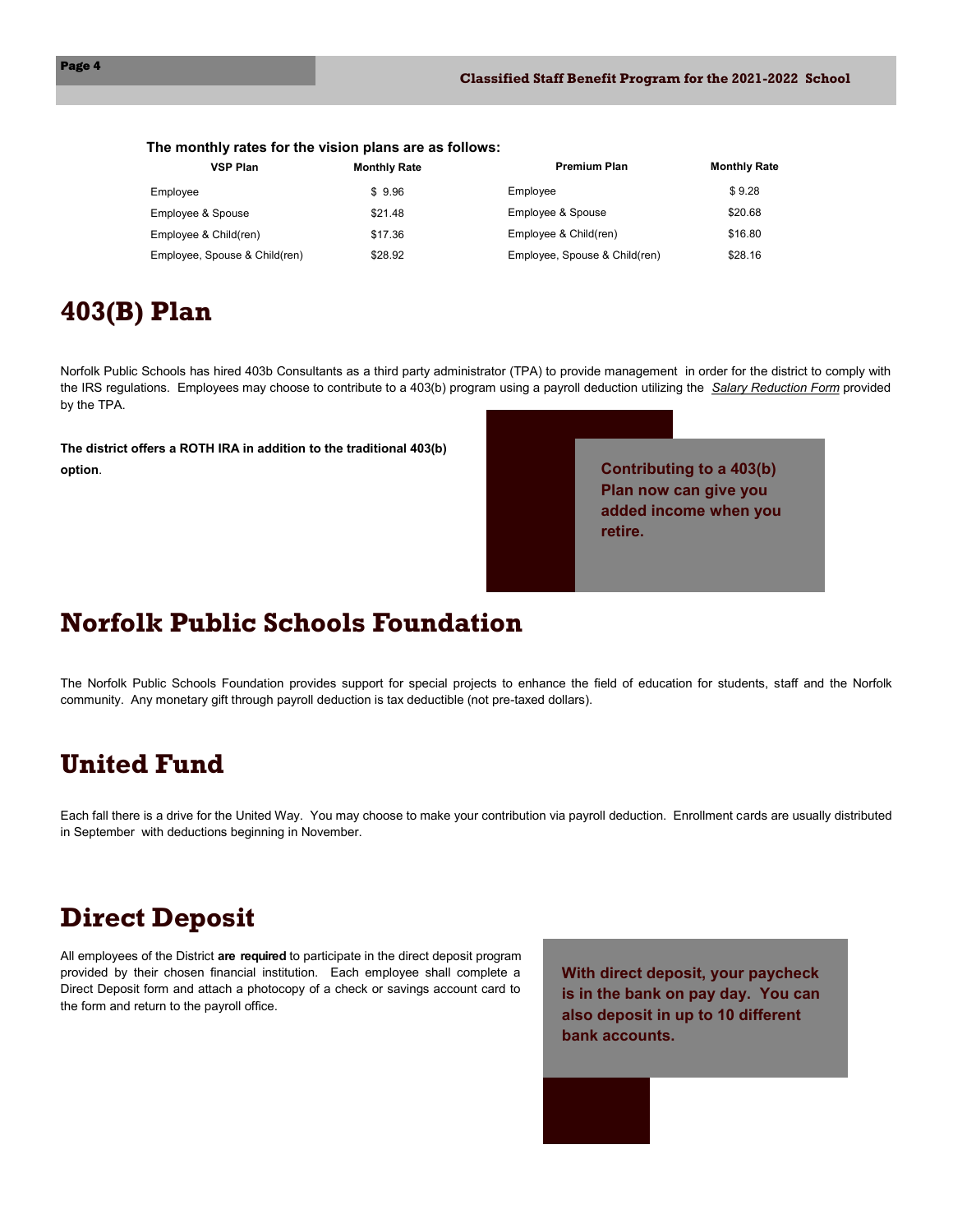**The monthly rates for the vision plans are as follows:**

| VSP Plan | Monthly Rate | Premium Plan | Monthly Rate |
|---|---|---|---|
| Employee | $ 9.96 | Employee | $ 9.28 |
| Employee & Spouse | $21.48 | Employee & Spouse | $20.68 |
| Employee & Child(ren) | $17.36 | Employee & Child(ren) | $16.80 |
| Employee, Spouse & Child(ren) | $28.92 | Employee, Spouse & Child(ren) | $28.16 |

# 403(B) Plan

Norfolk Public Schools has hired 403b Consultants as a third party administrator (TPA) to provide management in order for the district to comply with the IRS regulations. Employees may choose to contribute to a 403(b) program using a payroll deduction utilizing the *Salary Reduction Form* provided by the TPA.

**The district offers a ROTH IRA in addition to the traditional 403(b) option**.

**Contributing to a 403(b) Plan now can give you added income when you retire.**

# Norfolk Public Schools Foundation

The Norfolk Public Schools Foundation provides support for special projects to enhance the field of education for students, staff and the Norfolk community. Any monetary gift through payroll deduction is tax deductible (not pre-taxed dollars).

# United Fund

Each fall there is a drive for the United Way. You may choose to make your contribution via payroll deduction. Enrollment cards are usually distributed in September with deductions beginning in November.

# Direct Deposit

All employees of the District **are required** to participate in the direct deposit program provided by their chosen financial institution. Each employee shall complete a Direct Deposit form and attach a photocopy of a check or savings account card to the form and return to the payroll office.

**With direct deposit, your paycheck is in the bank on pay day. You can also deposit in up to 10 different bank accounts.**